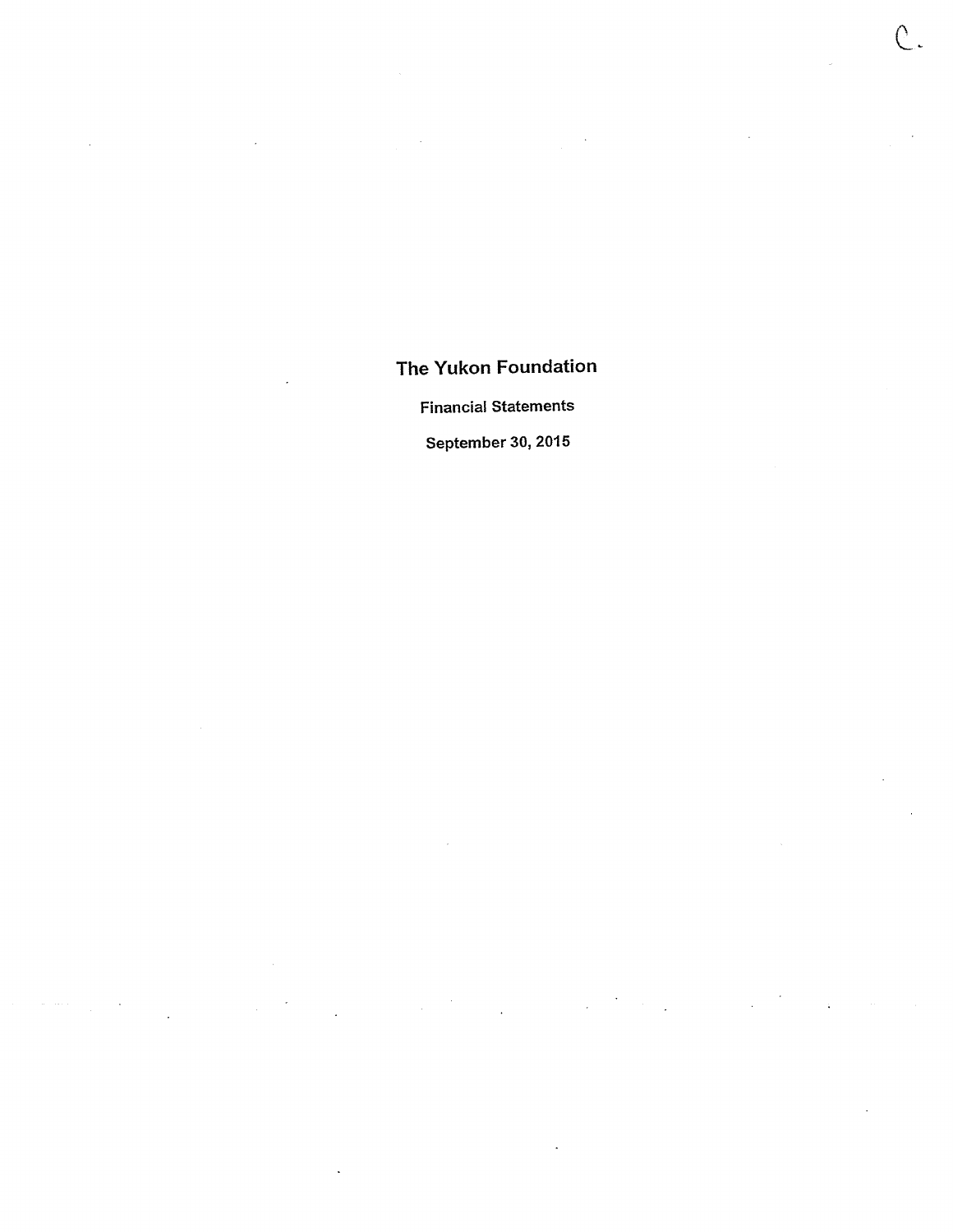C.

# The Yukon Foundation

**Financial Statements**

**September 30, 2015**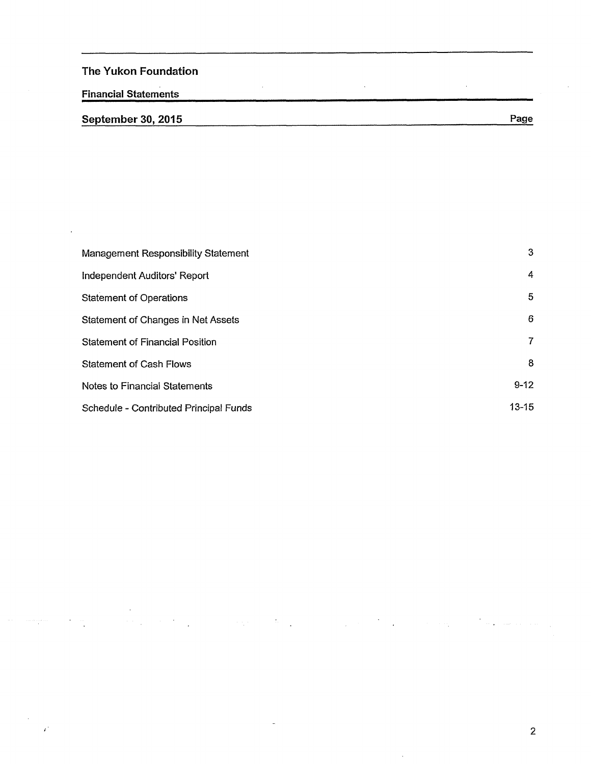## The Yukon Foundation

### Financial Statements

### September 30, 2015

| | Page |
|---|---|
| Management Responsibility Statement | 3 |
| Independent Auditors' Report | 4 |
| Statement of Operations | 5 |
| Statement of Changes in Net Assets | 6 |
| Statement of Financial Position | 7 |
| Statement of Cash Flows | 8 |
| Notes to Financial Statements | 9-12 |
| Schedule - Contributed Principal Funds | 13-15 |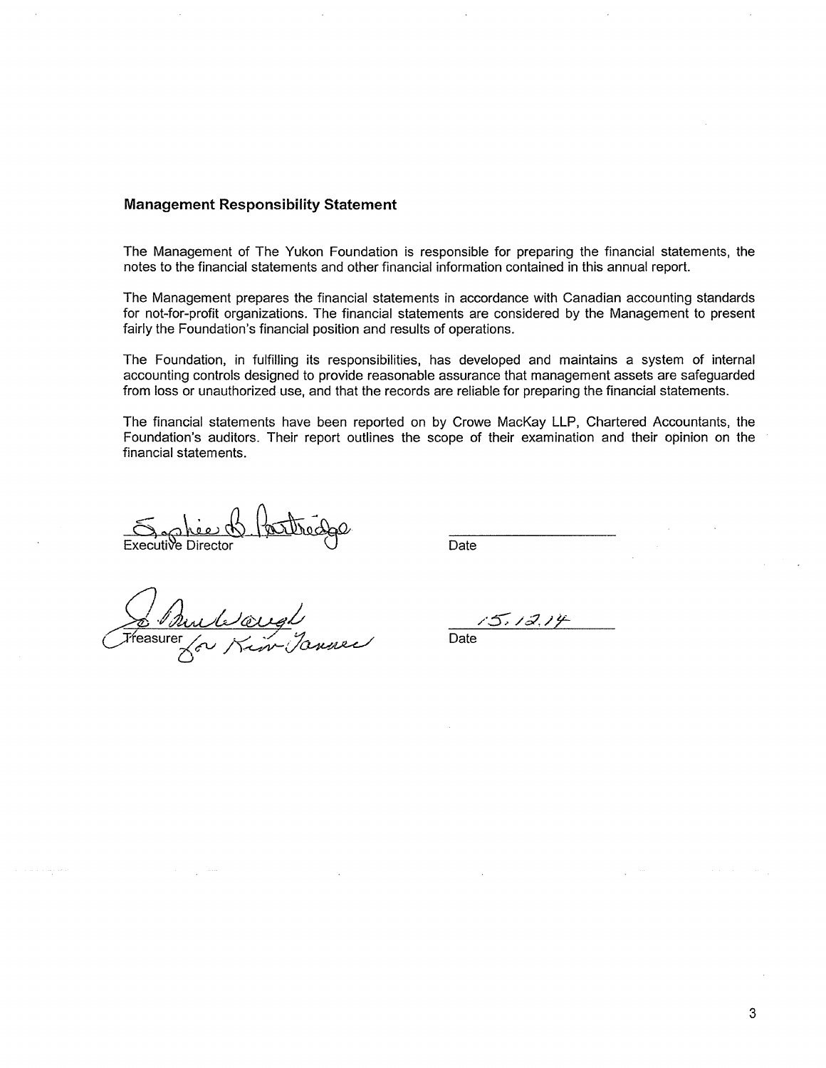## Management Responsibility Statement

The Management of The Yukon Foundation is responsible for preparing the financial statements, the notes to the financial statements and other financial information contained in this annual report.

The Management prepares the financial statements in accordance with Canadian accounting standards for not-for-profit organizations. The financial statements are considered by the Management to present fairly the Foundation's financial position and results of operations.

The Foundation, in fulfilling its responsibilities, has developed and maintains a system of internal accounting controls designed to provide reasonable assurance that management assets are safeguarded from loss or unauthorized use, and that the records are reliable for preparing the financial statements.

The financial statements have been reported on by Crowe MacKay LLP, Chartered Accountants, the Foundation's auditors. Their report outlines the scope of their examination and their opinion on the financial statements.

Executive Director

Date

Treasurer for Kim Tanner

15.12.14
Date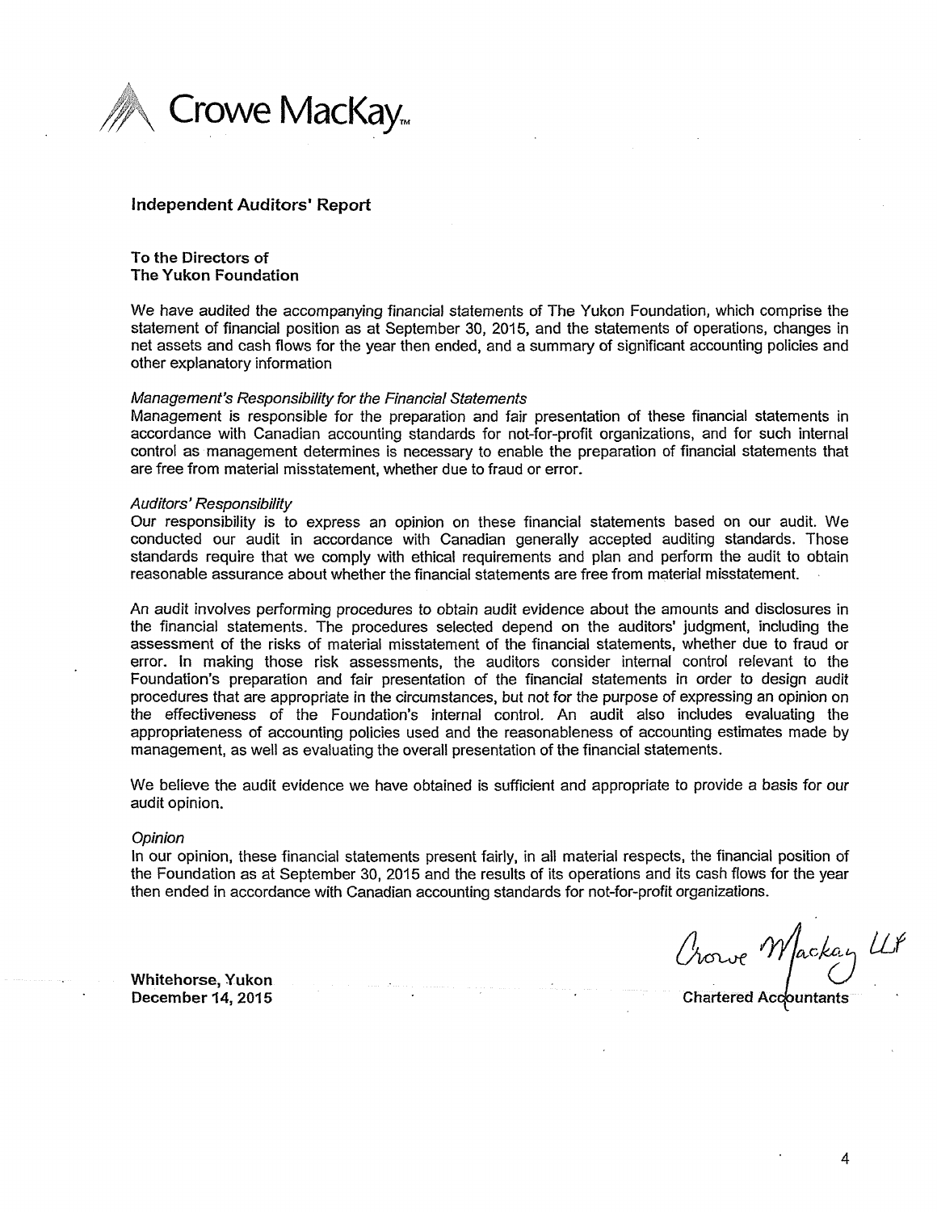Crowe MacKay

## Independent Auditors' Report

**To the Directors of**
**The Yukon Foundation**

We have audited the accompanying financial statements of The Yukon Foundation, which comprise the statement of financial position as at September 30, 2015, and the statements of operations, changes in net assets and cash flows for the year then ended, and a summary of significant accounting policies and other explanatory information

*Management's Responsibility for the Financial Statements*
Management is responsible for the preparation and fair presentation of these financial statements in accordance with Canadian accounting standards for not-for-profit organizations, and for such internal control as management determines is necessary to enable the preparation of financial statements that are free from material misstatement, whether due to fraud or error.

*Auditors' Responsibility*
Our responsibility is to express an opinion on these financial statements based on our audit. We conducted our audit in accordance with Canadian generally accepted auditing standards. Those standards require that we comply with ethical requirements and plan and perform the audit to obtain reasonable assurance about whether the financial statements are free from material misstatement.

An audit involves performing procedures to obtain audit evidence about the amounts and disclosures in the financial statements. The procedures selected depend on the auditors' judgment, including the assessment of the risks of material misstatement of the financial statements, whether due to fraud or error. In making those risk assessments, the auditors consider internal control relevant to the Foundation's preparation and fair presentation of the financial statements in order to design audit procedures that are appropriate in the circumstances, but not for the purpose of expressing an opinion on the effectiveness of the Foundation's internal control. An audit also includes evaluating the appropriateness of accounting policies used and the reasonableness of accounting estimates made by management, as well as evaluating the overall presentation of the financial statements.

We believe the audit evidence we have obtained is sufficient and appropriate to provide a basis for our audit opinion.

*Opinion*
In our opinion, these financial statements present fairly, in all material respects, the financial position of the Foundation as at September 30, 2015 and the results of its operations and its cash flows for the year then ended in accordance with Canadian accounting standards for not-for-profit organizations.

Crowe MacKay LLP
Chartered Accountants

**Whitehorse, Yukon**
**December 14, 2015**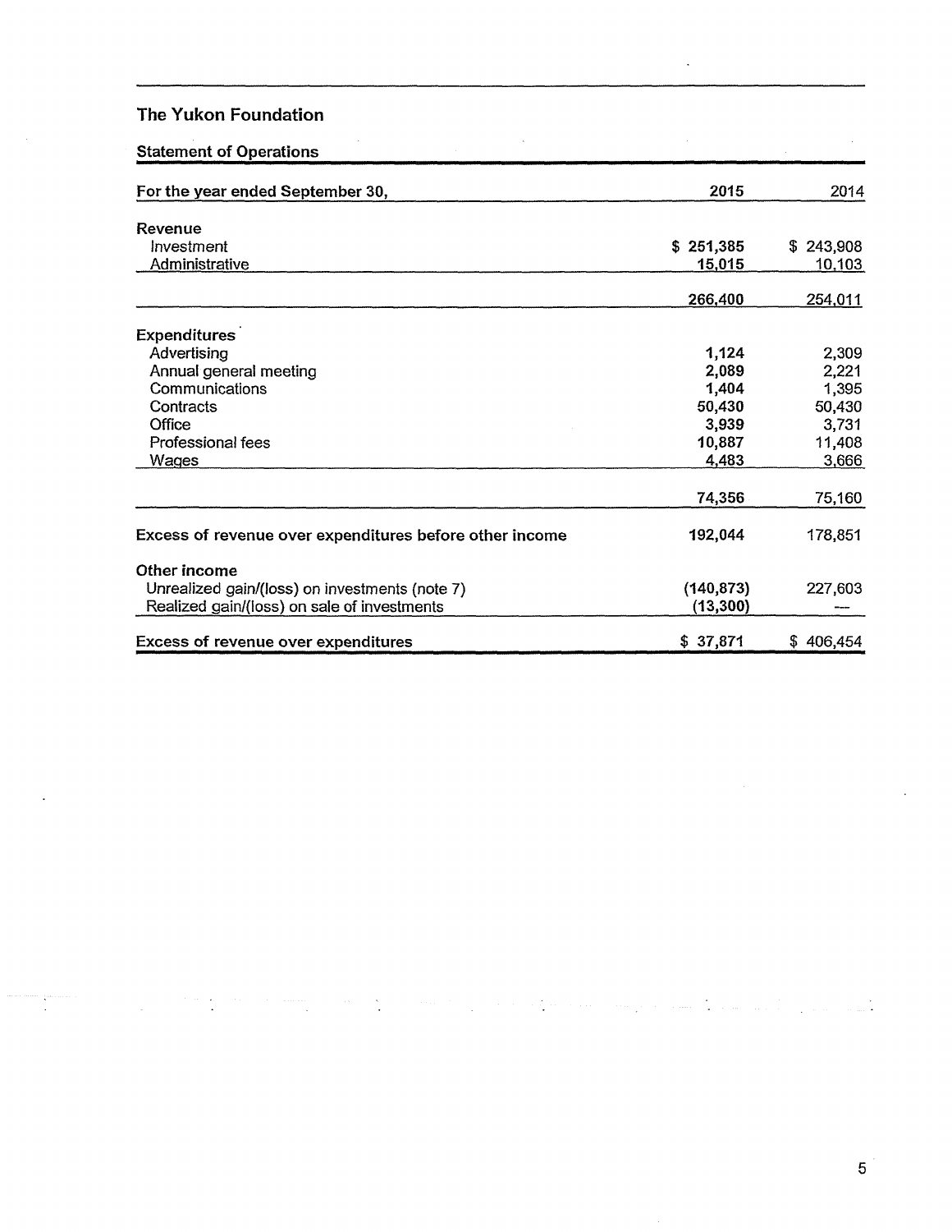## The Yukon Foundation

### Statement of Operations

| For the year ended September 30, | 2015 | 2014 |
|---|---|---|
| **Revenue** | | |
| Investment | $ 251,385 | $ 243,908 |
| Administrative | 15,015 | 10,103 |
| | 266,400 | 254,011 |
| **Expenditures** | | |
| Advertising | 1,124 | 2,309 |
| Annual general meeting | 2,089 | 2,221 |
| Communications | 1,404 | 1,395 |
| Contracts | 50,430 | 50,430 |
| Office | 3,939 | 3,731 |
| Professional fees | 10,887 | 11,408 |
| Wages | 4,483 | 3,666 |
| | 74,356 | 75,160 |
| **Excess of revenue over expenditures before other income** | 192,044 | 178,851 |
| **Other income** | | |
| Unrealized gain/(loss) on investments (note 7) | (140,873) | 227,603 |
| Realized gain/(loss) on sale of investments | (13,300) | — |
| **Excess of revenue over expenditures** | $ 37,871 | $ 406,454 |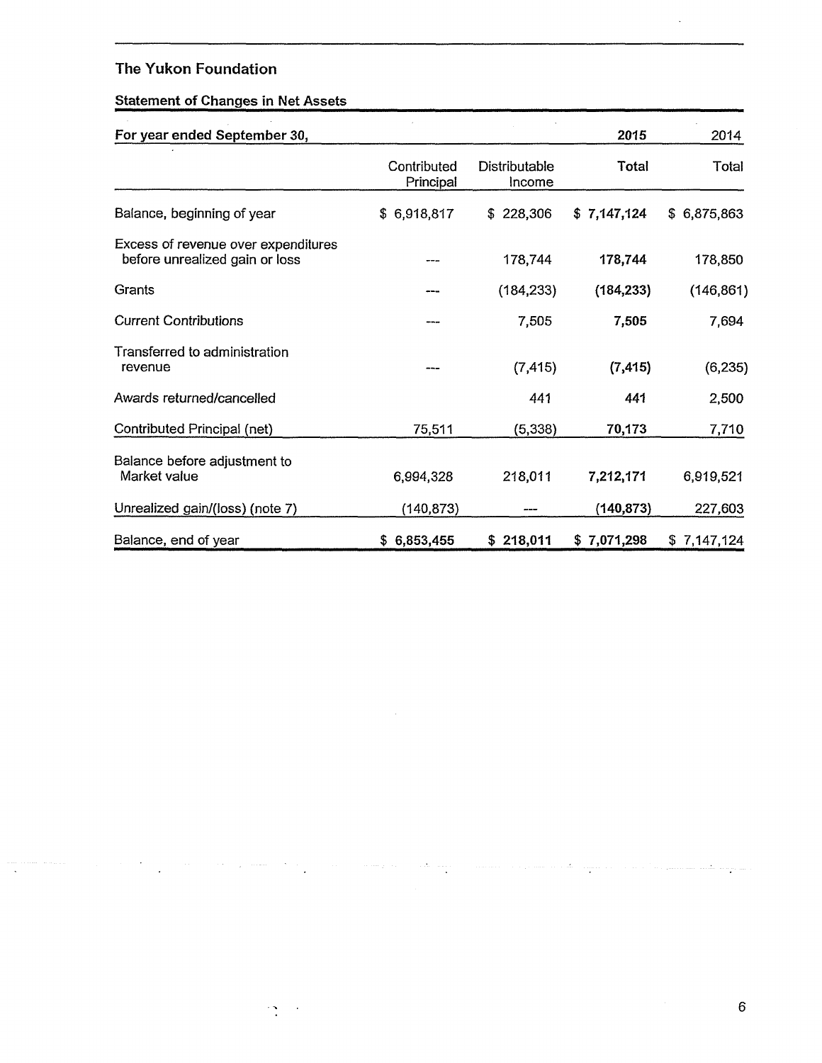## The Yukon Foundation

### Statement of Changes in Net Assets

| For year ended September 30, | | | 2015 | 2014 |
|---|---|---|---|---|
| | Contributed Principal | Distributable Income | **Total** | Total |
| Balance, beginning of year | $ 6,918,817 | $ 228,306 | **$ 7,147,124** | $ 6,875,863 |
| Excess of revenue over expenditures before unrealized gain or loss | --- | 178,744 | **178,744** | 178,850 |
| Grants | --- | (184,233) | **(184,233)** | (146,861) |
| Current Contributions | --- | 7,505 | **7,505** | 7,694 |
| Transferred to administration revenue | --- | (7,415) | **(7,415)** | (6,235) |
| Awards returned/cancelled | | 441 | **441** | 2,500 |
| Contributed Principal (net) | 75,511 | (5,338) | **70,173** | 7,710 |
| Balance before adjustment to Market value | 6,994,328 | 218,011 | **7,212,171** | 6,919,521 |
| Unrealized gain/(loss) (note 7) | (140,873) | --- | **(140,873)** | 227,603 |
| Balance, end of year | **$ 6,853,455** | **$ 218,011** | **$ 7,071,298** | $ 7,147,124 |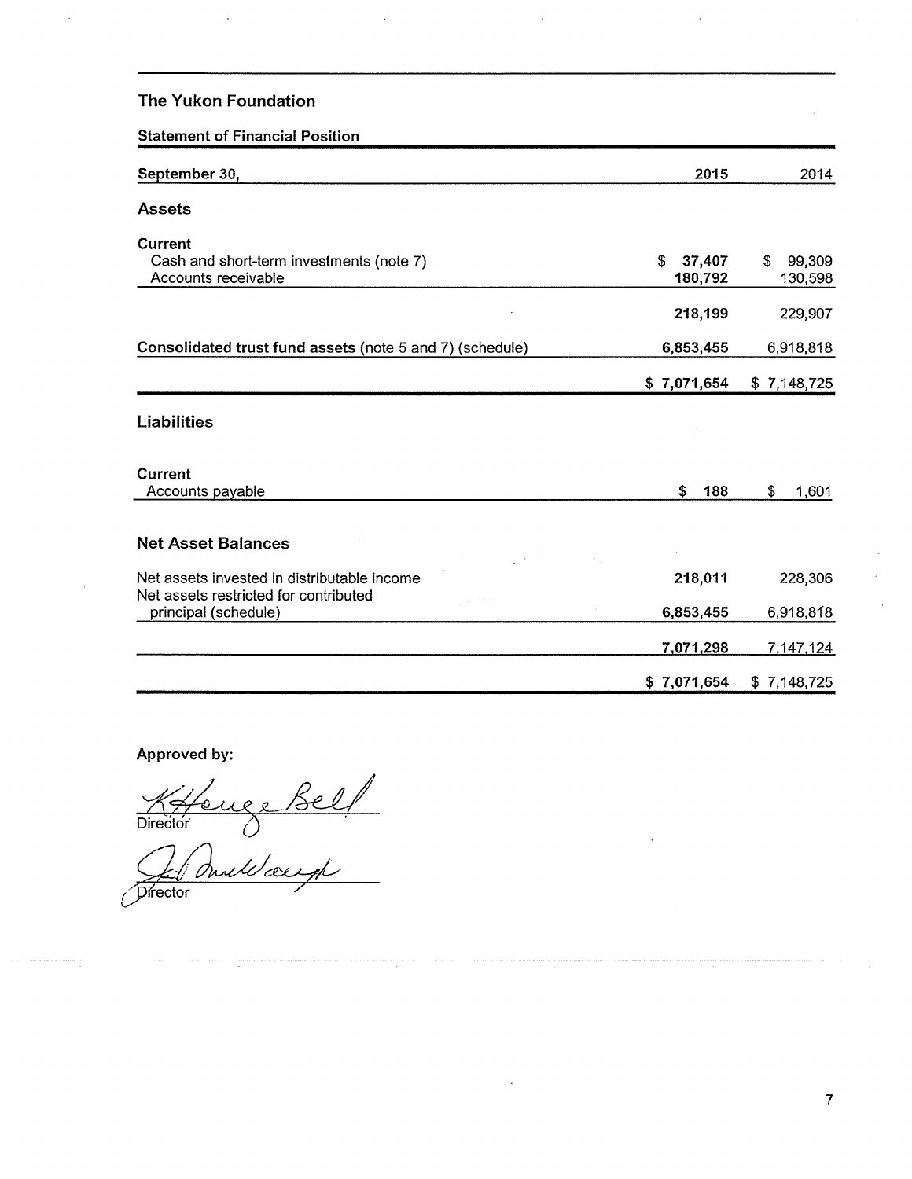## The Yukon Foundation

### Statement of Financial Position

| September 30, | 2015 | 2014 |
|---|---|---|
| **Assets** | | |
| **Current** | | |
| Cash and short-term investments (note 7) | $ 37,407 | $ 99,309 |
| Accounts receivable | 180,792 | 130,598 |
| | 218,199 | 229,907 |
| **Consolidated trust fund assets** (note 5 and 7) (schedule) | 6,853,455 | 6,918,818 |
| | $ 7,071,654 | $ 7,148,725 |
| **Liabilities** | | |
| **Current** | | |
| Accounts payable | $ 188 | $ 1,601 |
| **Net Asset Balances** | | |
| Net assets invested in distributable income | 218,011 | 228,306 |
| Net assets restricted for contributed principal (schedule) | 6,853,455 | 6,918,818 |
| | 7,071,298 | 7,147,124 |
| | $ 7,071,654 | $ 7,148,725 |

**Approved by:**

K Hougs Bell
Director

J. Auldaugh
Director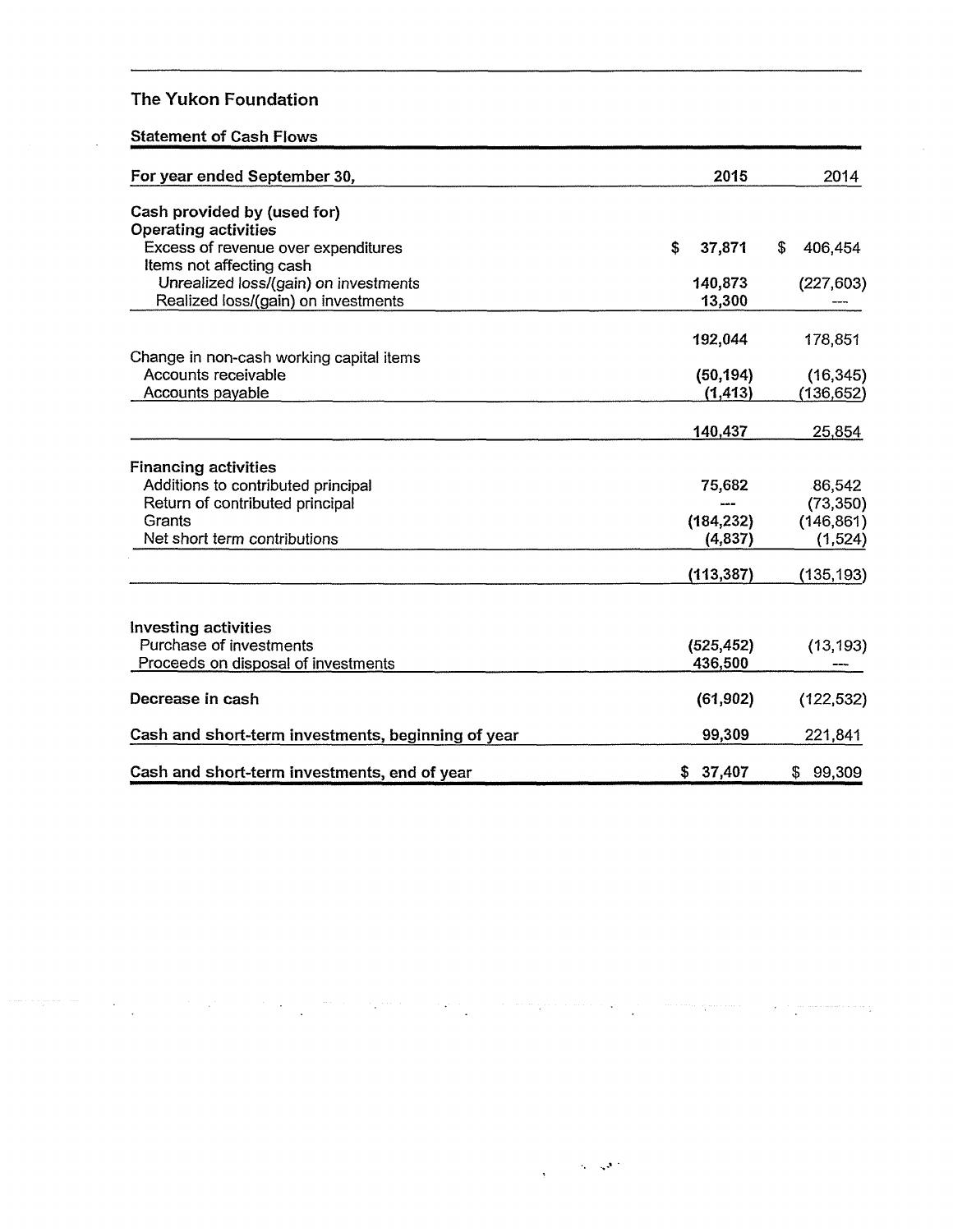# The Yukon Foundation

## Statement of Cash Flows

| For year ended September 30, | 2015 | 2014 |
|---|---|---|
| **Cash provided by (used for)** | | |
| **Operating activities** | | |
| Excess of revenue over expenditures | $ 37,871 | $ 406,454 |
| Items not affecting cash | | |
| Unrealized loss/(gain) on investments | 140,873 | (227,603) |
| Realized loss/(gain) on investments | 13,300 | --- |
| | 192,044 | 178,851 |
| Change in non-cash working capital items | | |
| Accounts receivable | (50,194) | (16,345) |
| Accounts payable | (1,413) | (136,652) |
| | 140,437 | 25,854 |
| **Financing activities** | | |
| Additions to contributed principal | 75,682 | 86,542 |
| Return of contributed principal | --- | (73,350) |
| Grants | (184,232) | (146,861) |
| Net short term contributions | (4,837) | (1,524) |
| | (113,387) | (135,193) |
| **Investing activities** | | |
| Purchase of investments | (525,452) | (13,193) |
| Proceeds on disposal of investments | 436,500 | --- |
| **Decrease in cash** | (61,902) | (122,532) |
| **Cash and short-term investments, beginning of year** | 99,309 | 221,841 |
| **Cash and short-term investments, end of year** | $ 37,407 | $ 99,309 |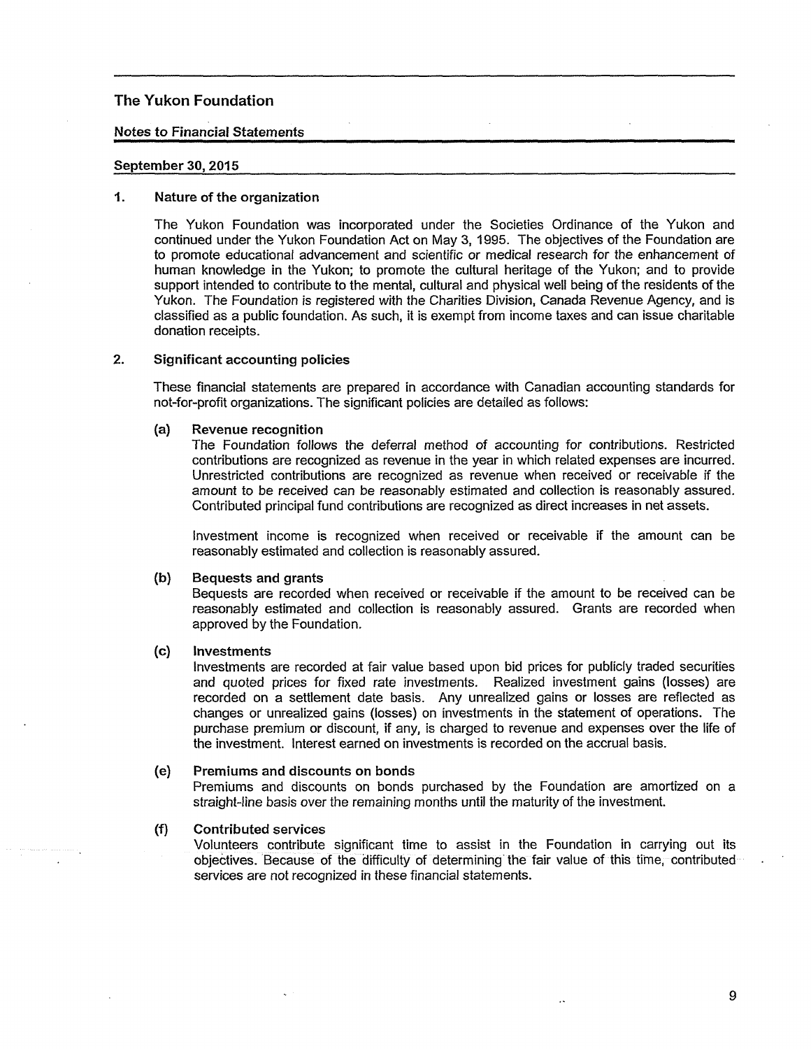# The Yukon Foundation

## Notes to Financial Statements

**September 30, 2015**

### 1. Nature of the organization

The Yukon Foundation was incorporated under the Societies Ordinance of the Yukon and continued under the Yukon Foundation Act on May 3, 1995. The objectives of the Foundation are to promote educational advancement and scientific or medical research for the enhancement of human knowledge in the Yukon; to promote the cultural heritage of the Yukon; and to provide support intended to contribute to the mental, cultural and physical well being of the residents of the Yukon. The Foundation is registered with the Charities Division, Canada Revenue Agency, and is classified as a public foundation. As such, it is exempt from income taxes and can issue charitable donation receipts.

### 2. Significant accounting policies

These financial statements are prepared in accordance with Canadian accounting standards for not-for-profit organizations. The significant policies are detailed as follows:

**(a) Revenue recognition**

The Foundation follows the deferral method of accounting for contributions. Restricted contributions are recognized as revenue in the year in which related expenses are incurred. Unrestricted contributions are recognized as revenue when received or receivable if the amount to be received can be reasonably estimated and collection is reasonably assured. Contributed principal fund contributions are recognized as direct increases in net assets.

Investment income is recognized when received or receivable if the amount can be reasonably estimated and collection is reasonably assured.

**(b) Bequests and grants**

Bequests are recorded when received or receivable if the amount to be received can be reasonably estimated and collection is reasonably assured. Grants are recorded when approved by the Foundation.

**(c) Investments**

Investments are recorded at fair value based upon bid prices for publicly traded securities and quoted prices for fixed rate investments. Realized investment gains (losses) are recorded on a settlement date basis. Any unrealized gains or losses are reflected as changes or unrealized gains (losses) on investments in the statement of operations. The purchase premium or discount, if any, is charged to revenue and expenses over the life of the investment. Interest earned on investments is recorded on the accrual basis.

**(e) Premiums and discounts on bonds**

Premiums and discounts on bonds purchased by the Foundation are amortized on a straight-line basis over the remaining months until the maturity of the investment.

**(f) Contributed services**

Volunteers contribute significant time to assist in the Foundation in carrying out its objectives. Because of the difficulty of determining the fair value of this time, contributed services are not recognized in these financial statements.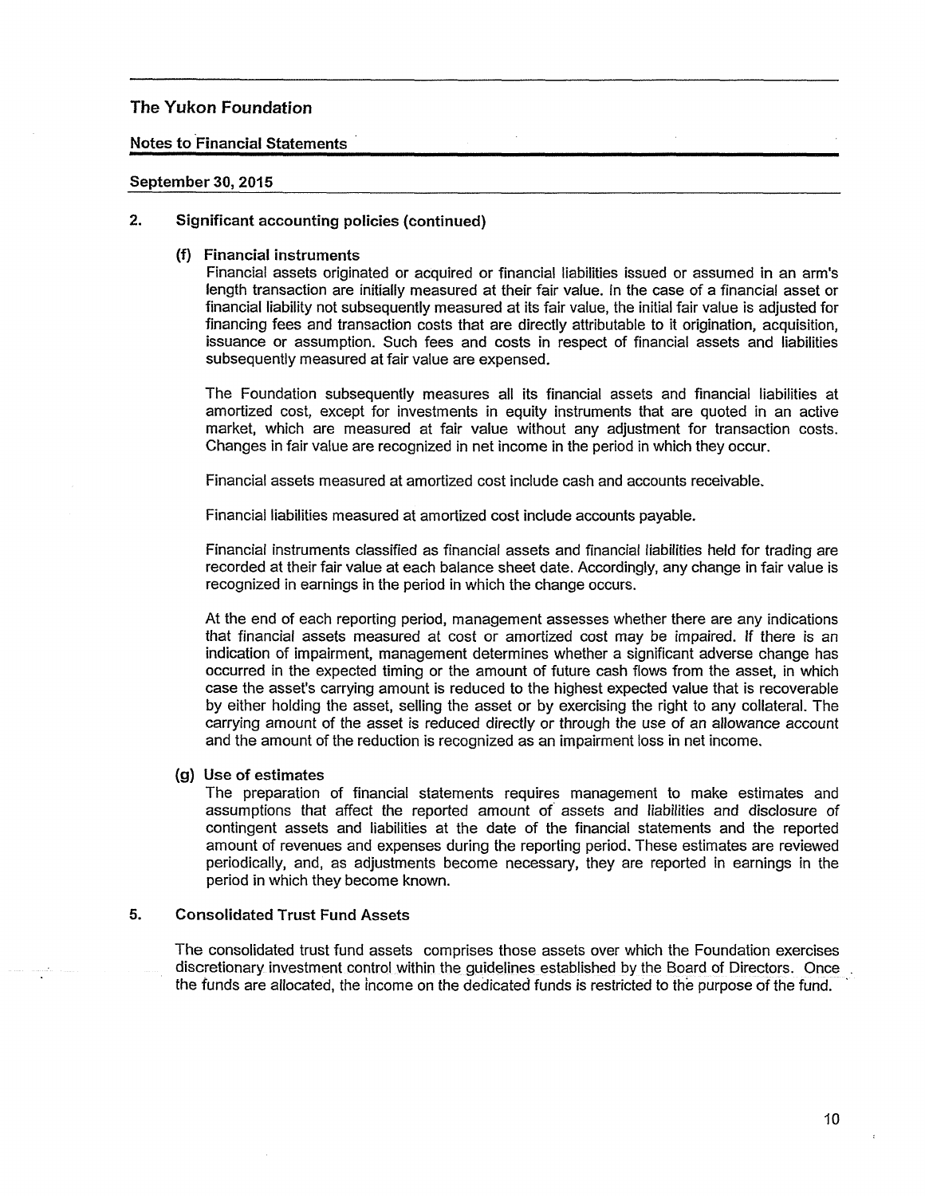# The Yukon Foundation

## Notes to Financial Statements

### September 30, 2015

**2. Significant accounting policies (continued)**

**(f) Financial instruments**

Financial assets originated or acquired or financial liabilities issued or assumed in an arm's length transaction are initially measured at their fair value. In the case of a financial asset or financial liability not subsequently measured at its fair value, the initial fair value is adjusted for financing fees and transaction costs that are directly attributable to it origination, acquisition, issuance or assumption. Such fees and costs in respect of financial assets and liabilities subsequently measured at fair value are expensed.

The Foundation subsequently measures all its financial assets and financial liabilities at amortized cost, except for investments in equity instruments that are quoted in an active market, which are measured at fair value without any adjustment for transaction costs. Changes in fair value are recognized in net income in the period in which they occur.

Financial assets measured at amortized cost include cash and accounts receivable.

Financial liabilities measured at amortized cost include accounts payable.

Financial instruments classified as financial assets and financial liabilities held for trading are recorded at their fair value at each balance sheet date. Accordingly, any change in fair value is recognized in earnings in the period in which the change occurs.

At the end of each reporting period, management assesses whether there are any indications that financial assets measured at cost or amortized cost may be impaired. If there is an indication of impairment, management determines whether a significant adverse change has occurred in the expected timing or the amount of future cash flows from the asset, in which case the asset's carrying amount is reduced to the highest expected value that is recoverable by either holding the asset, selling the asset or by exercising the right to any collateral. The carrying amount of the asset is reduced directly or through the use of an allowance account and the amount of the reduction is recognized as an impairment loss in net income.

**(g) Use of estimates**

The preparation of financial statements requires management to make estimates and assumptions that affect the reported amount of assets and liabilities and disclosure of contingent assets and liabilities at the date of the financial statements and the reported amount of revenues and expenses during the reporting period. These estimates are reviewed periodically, and, as adjustments become necessary, they are reported in earnings in the period in which they become known.

**5. Consolidated Trust Fund Assets**

The consolidated trust fund assets comprises those assets over which the Foundation exercises discretionary investment control within the guidelines established by the Board of Directors. Once the funds are allocated, the income on the dedicated funds is restricted to the purpose of the fund.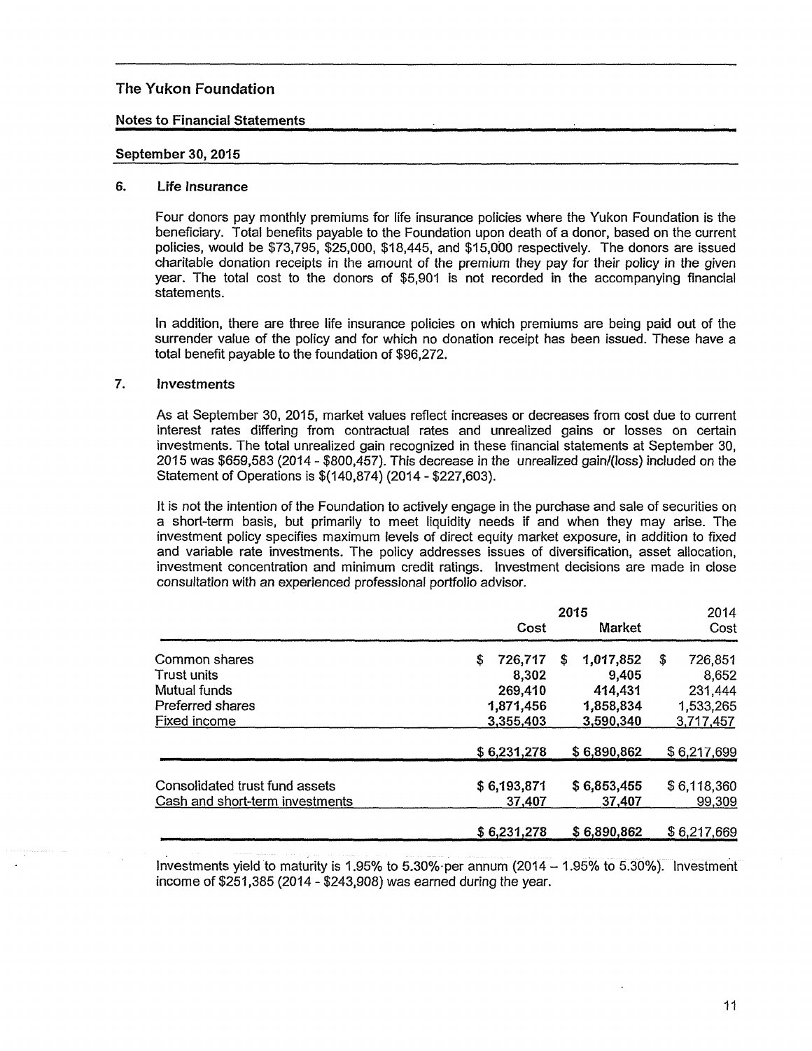The Yukon Foundation

Notes to Financial Statements

September 30, 2015

### 6. Life Insurance

Four donors pay monthly premiums for life insurance policies where the Yukon Foundation is the beneficiary. Total benefits payable to the Foundation upon death of a donor, based on the current policies, would be $73,795, $25,000, $18,445, and $15,000 respectively. The donors are issued charitable donation receipts in the amount of the premium they pay for their policy in the given year. The total cost to the donors of $5,901 is not recorded in the accompanying financial statements.

In addition, there are three life insurance policies on which premiums are being paid out of the surrender value of the policy and for which no donation receipt has been issued. These have a total benefit payable to the foundation of $96,272.

### 7. Investments

As at September 30, 2015, market values reflect increases or decreases from cost due to current interest rates differing from contractual rates and unrealized gains or losses on certain investments. The total unrealized gain recognized in these financial statements at September 30, 2015 was $659,583 (2014 - $800,457). This decrease in the unrealized gain/(loss) included on the Statement of Operations is $(140,874) (2014 - $227,603).

It is not the intention of the Foundation to actively engage in the purchase and sale of securities on a short-term basis, but primarily to meet liquidity needs if and when they may arise. The investment policy specifies maximum levels of direct equity market exposure, in addition to fixed and variable rate investments. The policy addresses issues of diversification, asset allocation, investment concentration and minimum credit ratings. Investment decisions are made in close consultation with an experienced professional portfolio advisor.

| | 2015 | | 2014 |
|---|---|---|---|
| | Cost | Market | Cost |
| Common shares | $ 726,717 | $ 1,017,852 | $ 726,851 |
| Trust units | 8,302 | 9,405 | 8,652 |
| Mutual funds | 269,410 | 414,431 | 231,444 |
| Preferred shares | 1,871,456 | 1,858,834 | 1,533,265 |
| Fixed income | 3,355,403 | 3,590,340 | 3,717,457 |
| | $ 6,231,278 | $ 6,890,862 | $ 6,217,699 |
| Consolidated trust fund assets | $ 6,193,871 | $ 6,853,455 | $ 6,118,360 |
| Cash and short-term investments | 37,407 | 37,407 | 99,309 |
| | $ 6,231,278 | $ 6,890,862 | $ 6,217,669 |

Investments yield to maturity is 1.95% to 5.30% per annum (2014 – 1.95% to 5.30%). Investment income of $251,385 (2014 - $243,908) was earned during the year.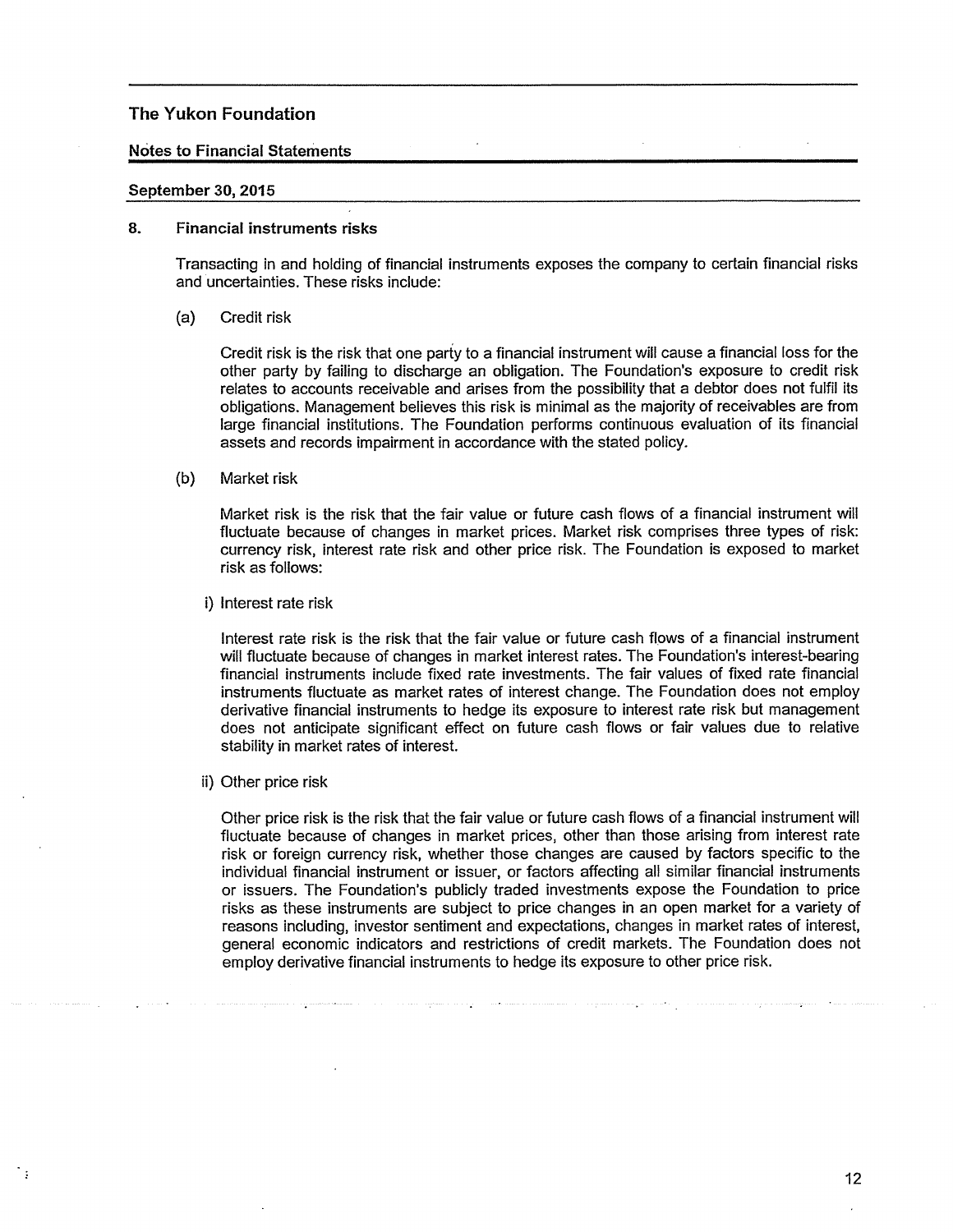# The Yukon Foundation

## Notes to Financial Statements

**September 30, 2015**

### 8. Financial instruments risks

Transacting in and holding of financial instruments exposes the company to certain financial risks and uncertainties. These risks include:

(a) Credit risk

Credit risk is the risk that one party to a financial instrument will cause a financial loss for the other party by failing to discharge an obligation. The Foundation's exposure to credit risk relates to accounts receivable and arises from the possibility that a debtor does not fulfil its obligations. Management believes this risk is minimal as the majority of receivables are from large financial institutions. The Foundation performs continuous evaluation of its financial assets and records impairment in accordance with the stated policy.

(b) Market risk

Market risk is the risk that the fair value or future cash flows of a financial instrument will fluctuate because of changes in market prices. Market risk comprises three types of risk: currency risk, interest rate risk and other price risk. The Foundation is exposed to market risk as follows:

i) Interest rate risk

Interest rate risk is the risk that the fair value or future cash flows of a financial instrument will fluctuate because of changes in market interest rates. The Foundation's interest-bearing financial instruments include fixed rate investments. The fair values of fixed rate financial instruments fluctuate as market rates of interest change. The Foundation does not employ derivative financial instruments to hedge its exposure to interest rate risk but management does not anticipate significant effect on future cash flows or fair values due to relative stability in market rates of interest.

ii) Other price risk

Other price risk is the risk that the fair value or future cash flows of a financial instrument will fluctuate because of changes in market prices, other than those arising from interest rate risk or foreign currency risk, whether those changes are caused by factors specific to the individual financial instrument or issuer, or factors affecting all similar financial instruments or issuers. The Foundation's publicly traded investments expose the Foundation to price risks as these instruments are subject to price changes in an open market for a variety of reasons including, investor sentiment and expectations, changes in market rates of interest, general economic indicators and restrictions of credit markets. The Foundation does not employ derivative financial instruments to hedge its exposure to other price risk.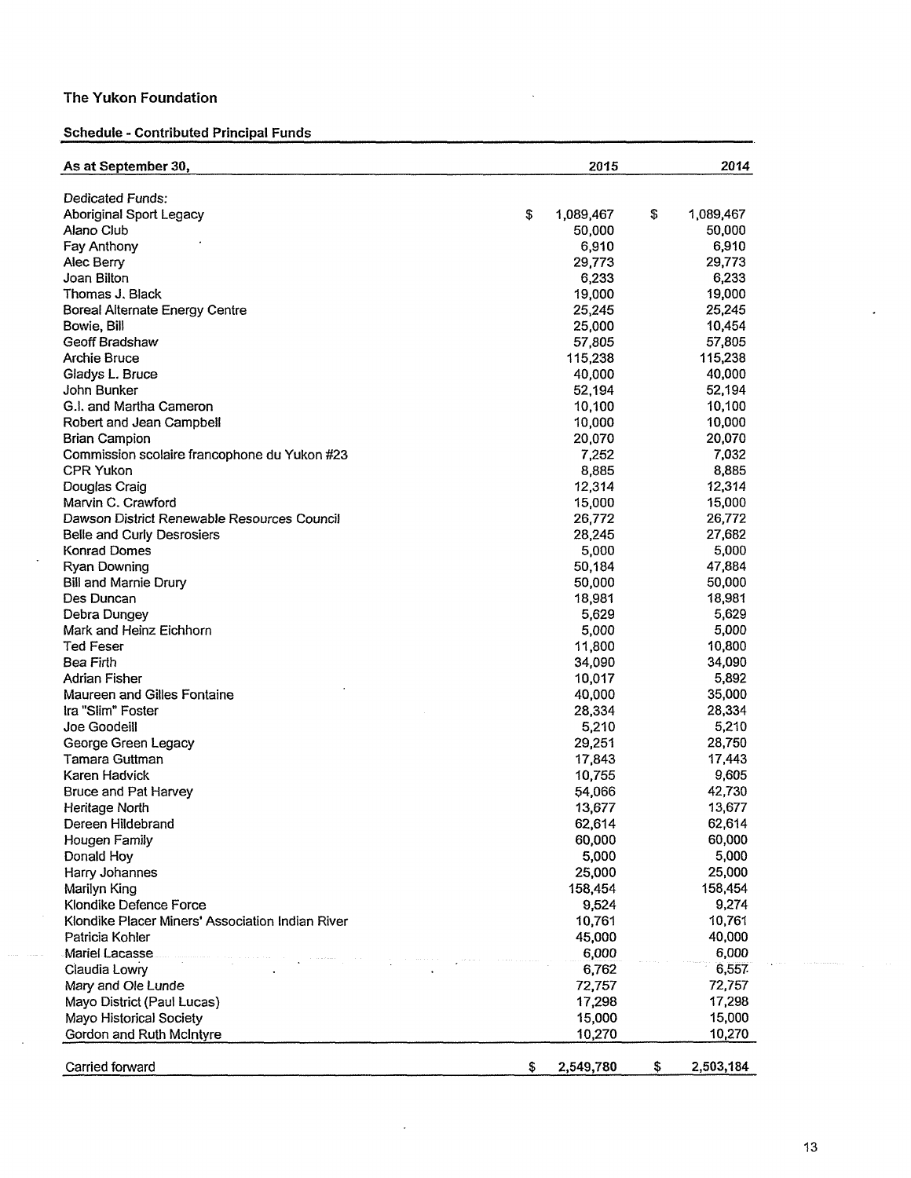**The Yukon Foundation**

**Schedule - Contributed Principal Funds**

| As at September 30, | 2015 | 2014 |
|---|---|---|
| Dedicated Funds: | | |
| Aboriginal Sport Legacy | $ 1,089,467 | $ 1,089,467 |
| Alano Club | 50,000 | 50,000 |
| Fay Anthony | 6,910 | 6,910 |
| Alec Berry | 29,773 | 29,773 |
| Joan Bilton | 6,233 | 6,233 |
| Thomas J. Black | 19,000 | 19,000 |
| Boreal Alternate Energy Centre | 25,245 | 25,245 |
| Bowie, Bill | 25,000 | 10,454 |
| Geoff Bradshaw | 57,805 | 57,805 |
| Archie Bruce | 115,238 | 115,238 |
| Gladys L. Bruce | 40,000 | 40,000 |
| John Bunker | 52,194 | 52,194 |
| G.I. and Martha Cameron | 10,100 | 10,100 |
| Robert and Jean Campbell | 10,000 | 10,000 |
| Brian Campion | 20,070 | 20,070 |
| Commission scolaire francophone du Yukon #23 | 7,252 | 7,032 |
| CPR Yukon | 8,885 | 8,885 |
| Douglas Craig | 12,314 | 12,314 |
| Marvin C. Crawford | 15,000 | 15,000 |
| Dawson District Renewable Resources Council | 26,772 | 26,772 |
| Belle and Curly Desrosiers | 28,245 | 27,682 |
| Konrad Domes | 5,000 | 5,000 |
| Ryan Downing | 50,184 | 47,884 |
| Bill and Marnie Drury | 50,000 | 50,000 |
| Des Duncan | 18,981 | 18,981 |
| Debra Dungey | 5,629 | 5,629 |
| Mark and Heinz Eichhorn | 5,000 | 5,000 |
| Ted Feser | 11,800 | 10,800 |
| Bea Firth | 34,090 | 34,090 |
| Adrian Fisher | 10,017 | 5,892 |
| Maureen and Gilles Fontaine | 40,000 | 35,000 |
| Ira "Slim" Foster | 28,334 | 28,334 |
| Joe Goodeill | 5,210 | 5,210 |
| George Green Legacy | 29,251 | 28,750 |
| Tamara Guttman | 17,843 | 17,443 |
| Karen Hadvick | 10,755 | 9,605 |
| Bruce and Pat Harvey | 54,066 | 42,730 |
| Heritage North | 13,677 | 13,677 |
| Dereen Hildebrand | 62,614 | 62,614 |
| Hougen Family | 60,000 | 60,000 |
| Donald Hoy | 5,000 | 5,000 |
| Harry Johannes | 25,000 | 25,000 |
| Marilyn King | 158,454 | 158,454 |
| Klondike Defence Force | 9,524 | 9,274 |
| Klondike Placer Miners' Association Indian River | 10,761 | 10,761 |
| Patricia Kohler | 45,000 | 40,000 |
| Mariel Lacasse | 6,000 | 6,000 |
| Claudia Lowry | 6,762 | 6,557 |
| Mary and Ole Lunde | 72,757 | 72,757 |
| Mayo District (Paul Lucas) | 17,298 | 17,298 |
| Mayo Historical Society | 15,000 | 15,000 |
| Gordon and Ruth McIntyre | 10,270 | 10,270 |
| Carried forward | $ 2,549,780 | $ 2,503,184 |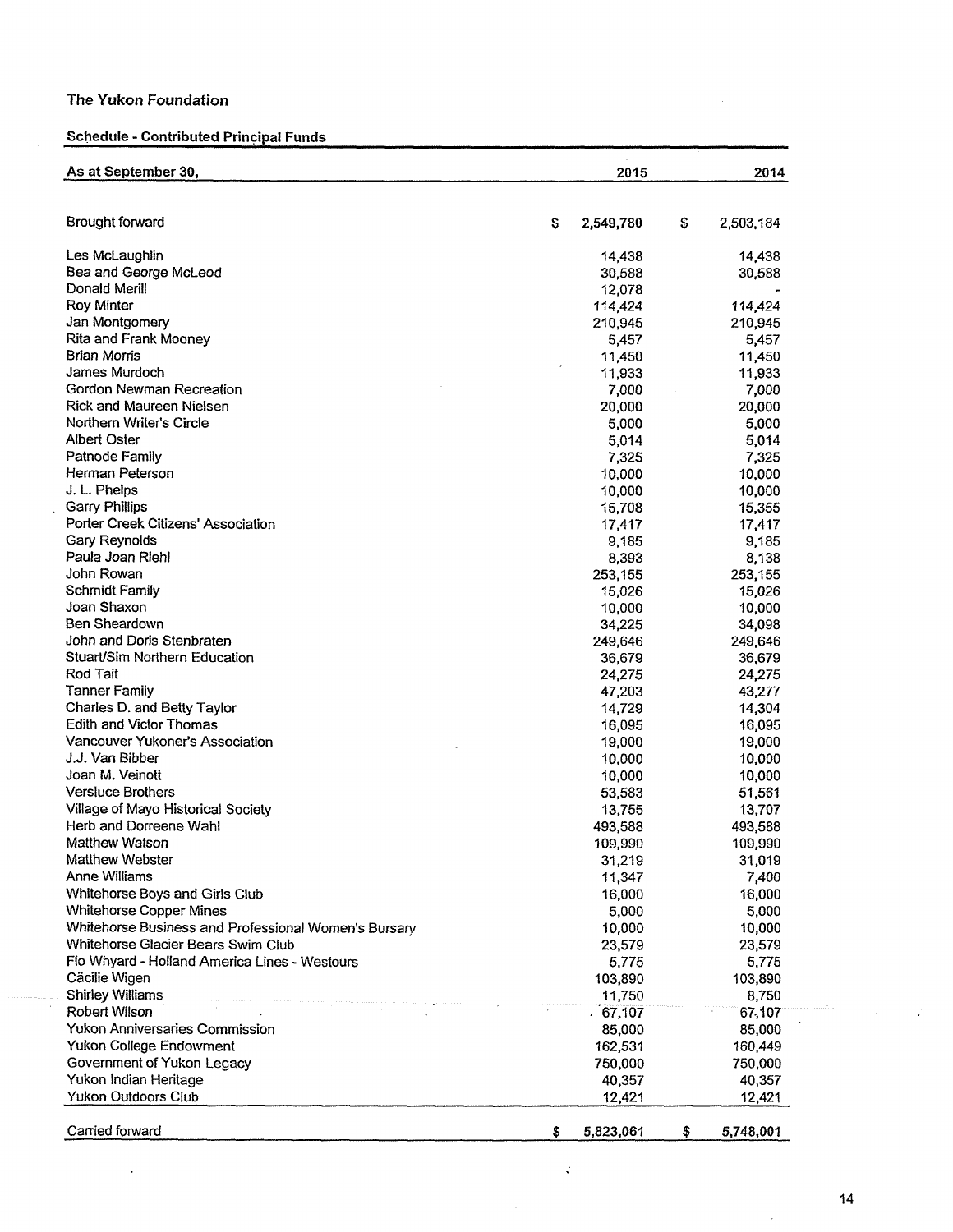**The Yukon Foundation**

**Schedule - Contributed Principal Funds**

| As at September 30, | 2015 | 2014 |
|---|---|---|
| Brought forward | $ 2,549,780 | $ 2,503,184 |
| Les McLaughlin | 14,438 | 14,438 |
| Bea and George McLeod | 30,588 | 30,588 |
| Donald Merill | 12,078 | - |
| Roy Minter | 114,424 | 114,424 |
| Jan Montgomery | 210,945 | 210,945 |
| Rita and Frank Mooney | 5,457 | 5,457 |
| Brian Morris | 11,450 | 11,450 |
| James Murdoch | 11,933 | 11,933 |
| Gordon Newman Recreation | 7,000 | 7,000 |
| Rick and Maureen Nielsen | 20,000 | 20,000 |
| Northern Writer's Circle | 5,000 | 5,000 |
| Albert Oster | 5,014 | 5,014 |
| Patnode Family | 7,325 | 7,325 |
| Herman Peterson | 10,000 | 10,000 |
| J. L. Phelps | 10,000 | 10,000 |
| Garry Phillips | 15,708 | 15,355 |
| Porter Creek Citizens' Association | 17,417 | 17,417 |
| Gary Reynolds | 9,185 | 9,185 |
| Paula Joan Riehl | 8,393 | 8,138 |
| John Rowan | 253,155 | 253,155 |
| Schmidt Family | 15,026 | 15,026 |
| Joan Shaxon | 10,000 | 10,000 |
| Ben Sheardown | 34,225 | 34,098 |
| John and Doris Stenbraten | 249,646 | 249,646 |
| Stuart/Sim Northern Education | 36,679 | 36,679 |
| Rod Tait | 24,275 | 24,275 |
| Tanner Family | 47,203 | 43,277 |
| Charles D. and Betty Taylor | 14,729 | 14,304 |
| Edith and Victor Thomas | 16,095 | 16,095 |
| Vancouver Yukoner's Association | 19,000 | 19,000 |
| J.J. Van Bibber | 10,000 | 10,000 |
| Joan M. Veinott | 10,000 | 10,000 |
| Versluce Brothers | 53,583 | 51,561 |
| Village of Mayo Historical Society | 13,755 | 13,707 |
| Herb and Dorreene Wahl | 493,588 | 493,588 |
| Matthew Watson | 109,990 | 109,990 |
| Matthew Webster | 31,219 | 31,019 |
| Anne Williams | 11,347 | 7,400 |
| Whitehorse Boys and Girls Club | 16,000 | 16,000 |
| Whitehorse Copper Mines | 5,000 | 5,000 |
| Whitehorse Business and Professional Women's Bursary | 10,000 | 10,000 |
| Whitehorse Glacier Bears Swim Club | 23,579 | 23,579 |
| Flo Whyard - Holland America Lines - Westours | 5,775 | 5,775 |
| Cäcilie Wigen | 103,890 | 103,890 |
| Shirley Williams | 11,750 | 8,750 |
| Robert Wilson | 67,107 | 67,107 |
| Yukon Anniversaries Commission | 85,000 | 85,000 |
| Yukon College Endowment | 162,531 | 160,449 |
| Government of Yukon Legacy | 750,000 | 750,000 |
| Yukon Indian Heritage | 40,357 | 40,357 |
| Yukon Outdoors Club | 12,421 | 12,421 |
| Carried forward | $ 5,823,061 | $ 5,748,001 |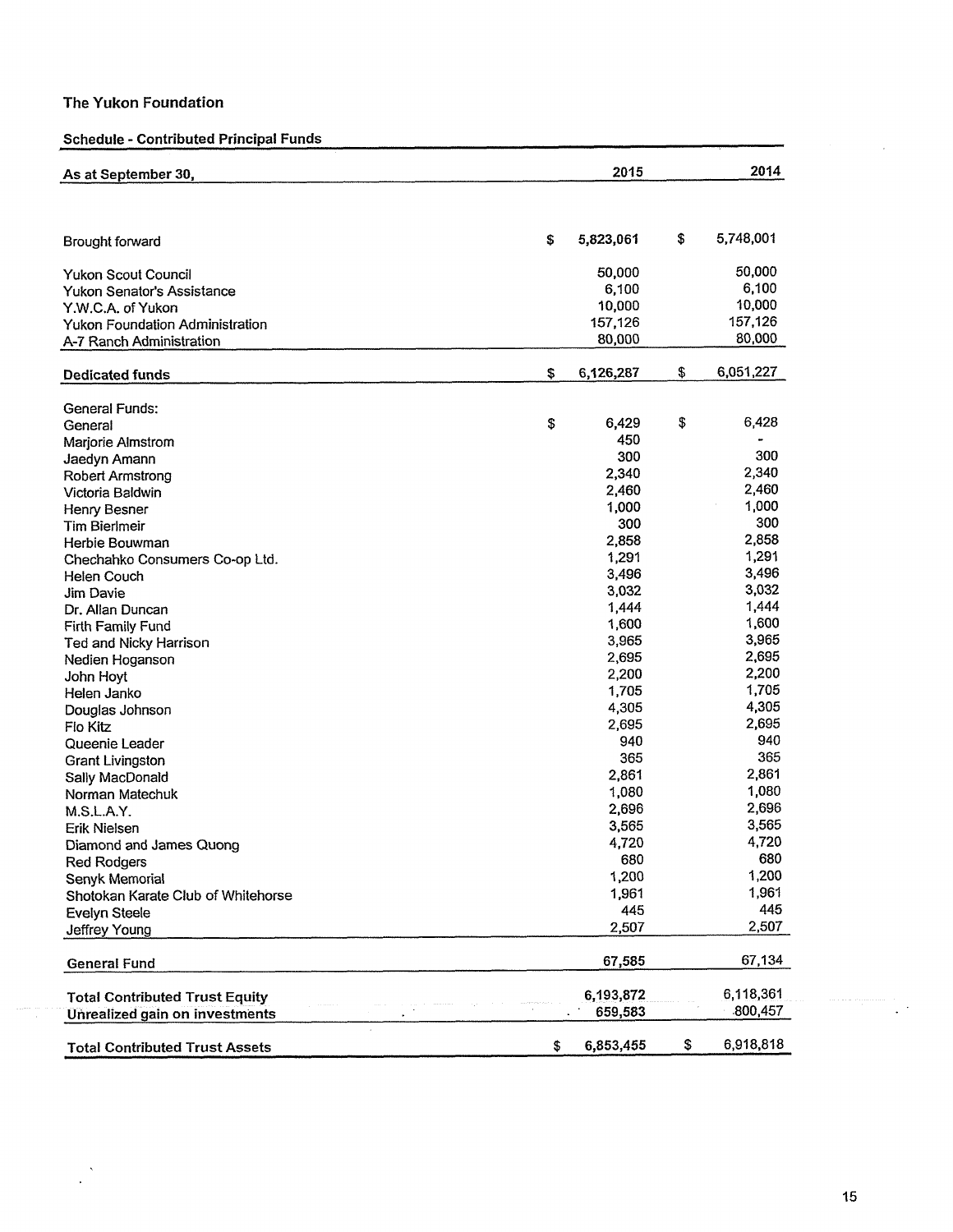## The Yukon Foundation

### Schedule - Contributed Principal Funds

| As at September 30, | 2015 | 2014 |
| --- | --- | --- |
| Brought forward | $ 5,823,061 | $ 5,748,001 |
| Yukon Scout Council | 50,000 | 50,000 |
| Yukon Senator's Assistance | 6,100 | 6,100 |
| Y.W.C.A. of Yukon | 10,000 | 10,000 |
| Yukon Foundation Administration | 157,126 | 157,126 |
| A-7 Ranch Administration | 80,000 | 80,000 |
| **Dedicated funds** | $ 6,126,287 | $ 6,051,227 |
| General Funds: | | |
| General | $ 6,429 | $ 6,428 |
| Marjorie Almstrom | 450 | - |
| Jaedyn Amann | 300 | 300 |
| Robert Armstrong | 2,340 | 2,340 |
| Victoria Baldwin | 2,460 | 2,460 |
| Henry Besner | 1,000 | 1,000 |
| Tim Bierlmeir | 300 | 300 |
| Herbie Bouwman | 2,858 | 2,858 |
| Chechahko Consumers Co-op Ltd. | 1,291 | 1,291 |
| Helen Couch | 3,496 | 3,496 |
| Jim Davie | 3,032 | 3,032 |
| Dr. Allan Duncan | 1,444 | 1,444 |
| Firth Family Fund | 1,600 | 1,600 |
| Ted and Nicky Harrison | 3,965 | 3,965 |
| Nedien Hoganson | 2,695 | 2,695 |
| John Hoyt | 2,200 | 2,200 |
| Helen Janko | 1,705 | 1,705 |
| Douglas Johnson | 4,305 | 4,305 |
| Flo Kitz | 2,695 | 2,695 |
| Queenie Leader | 940 | 940 |
| Grant Livingston | 365 | 365 |
| Sally MacDonald | 2,861 | 2,861 |
| Norman Matechuk | 1,080 | 1,080 |
| M.S.L.A.Y. | 2,696 | 2,696 |
| Erik Nielsen | 3,565 | 3,565 |
| Diamond and James Quong | 4,720 | 4,720 |
| Red Rodgers | 680 | 680 |
| Senyk Memorial | 1,200 | 1,200 |
| Shotokan Karate Club of Whitehorse | 1,961 | 1,961 |
| Evelyn Steele | 445 | 445 |
| Jeffrey Young | 2,507 | 2,507 |
| **General Fund** | 67,585 | 67,134 |
| **Total Contributed Trust Equity** | 6,193,872 | 6,118,361 |
| **Unrealized gain on investments** | 659,583 | 800,457 |
| **Total Contributed Trust Assets** | $ 6,853,455 | $ 6,918,818 |